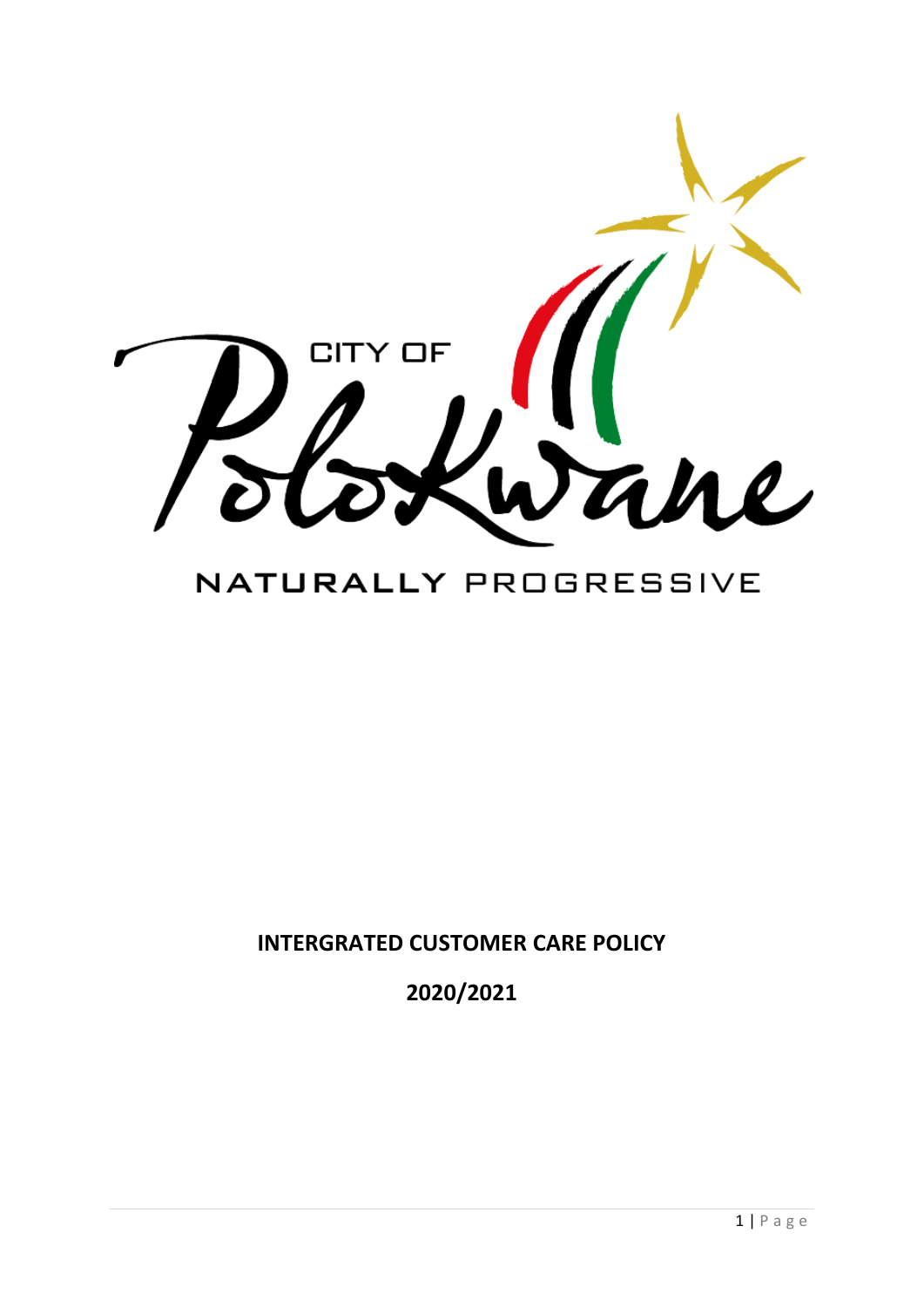CITY OF Polokwane

NATURALLY PROGRESSIVE

**INTERGRATED CUSTOMER CARE POLICY**

**2020/2021**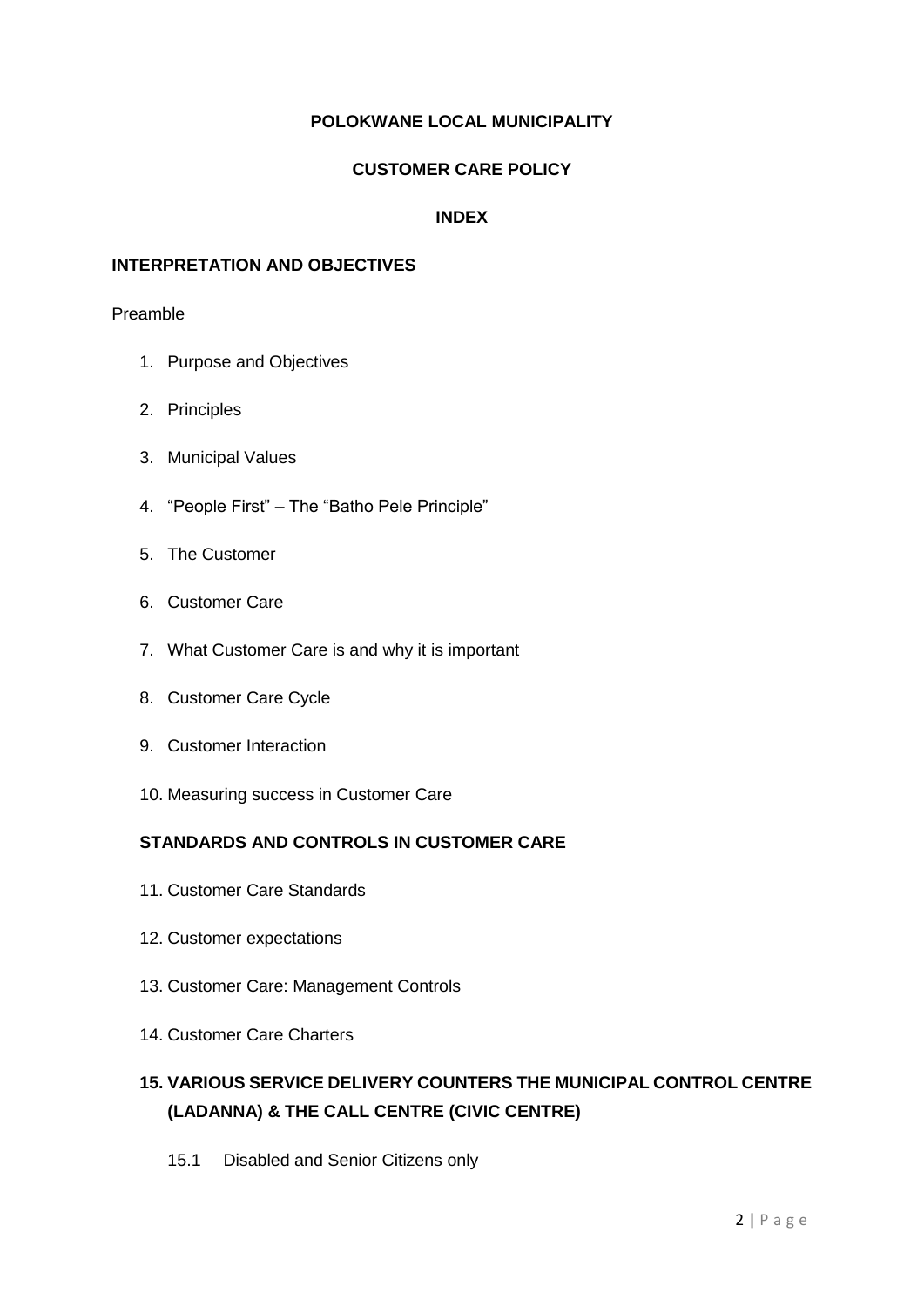**POLOKWANE LOCAL MUNICIPALITY**

**CUSTOMER CARE POLICY**

**INDEX**

**INTERPRETATION AND OBJECTIVES**

Preamble

1. Purpose and Objectives
2. Principles
3. Municipal Values
4. "People First" – The "Batho Pele Principle"
5. The Customer
6. Customer Care
7. What Customer Care is and why it is important
8. Customer Care Cycle
9. Customer Interaction
10. Measuring success in Customer Care

**STANDARDS AND CONTROLS IN CUSTOMER CARE**

11. Customer Care Standards
12. Customer expectations
13. Customer Care: Management Controls
14. Customer Care Charters

**15. VARIOUS SERVICE DELIVERY COUNTERS THE MUNICIPAL CONTROL CENTRE (LADANNA) & THE CALL CENTRE (CIVIC CENTRE)**

15.1 Disabled and Senior Citizens only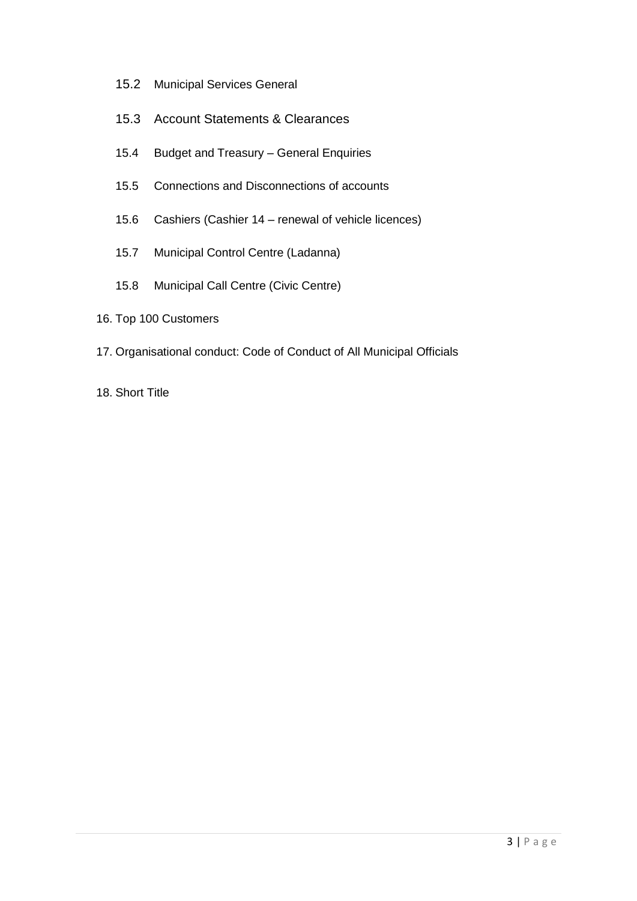15.2 Municipal Services General

15.3 Account Statements & Clearances

15.4 Budget and Treasury – General Enquiries

15.5 Connections and Disconnections of accounts

15.6 Cashiers (Cashier 14 – renewal of vehicle licences)

15.7 Municipal Control Centre (Ladanna)

15.8 Municipal Call Centre (Civic Centre)

16. Top 100 Customers

17. Organisational conduct: Code of Conduct of All Municipal Officials

18. Short Title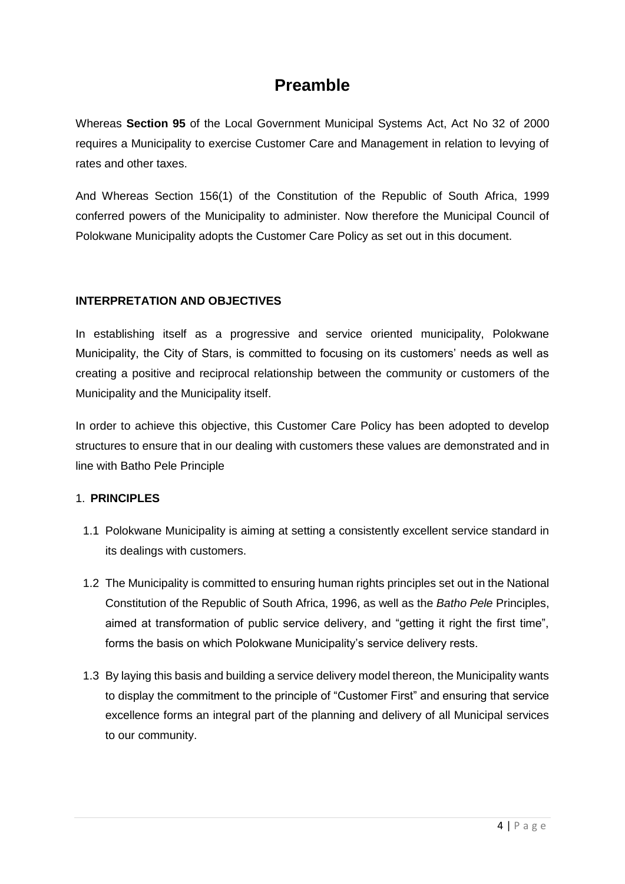# Preamble

Whereas **Section 95** of the Local Government Municipal Systems Act, Act No 32 of 2000 requires a Municipality to exercise Customer Care and Management in relation to levying of rates and other taxes.

And Whereas Section 156(1) of the Constitution of the Republic of South Africa, 1999 conferred powers of the Municipality to administer. Now therefore the Municipal Council of Polokwane Municipality adopts the Customer Care Policy as set out in this document.

**INTERPRETATION AND OBJECTIVES**

In establishing itself as a progressive and service oriented municipality, Polokwane Municipality, the City of Stars, is committed to focusing on its customers' needs as well as creating a positive and reciprocal relationship between the community or customers of the Municipality and the Municipality itself.

In order to achieve this objective, this Customer Care Policy has been adopted to develop structures to ensure that in our dealing with customers these values are demonstrated and in line with Batho Pele Principle

1. **PRINCIPLES**

1.1 Polokwane Municipality is aiming at setting a consistently excellent service standard in its dealings with customers.

1.2 The Municipality is committed to ensuring human rights principles set out in the National Constitution of the Republic of South Africa, 1996, as well as the *Batho Pele* Principles, aimed at transformation of public service delivery, and "getting it right the first time", forms the basis on which Polokwane Municipality's service delivery rests.

1.3 By laying this basis and building a service delivery model thereon, the Municipality wants to display the commitment to the principle of "Customer First" and ensuring that service excellence forms an integral part of the planning and delivery of all Municipal services to our community.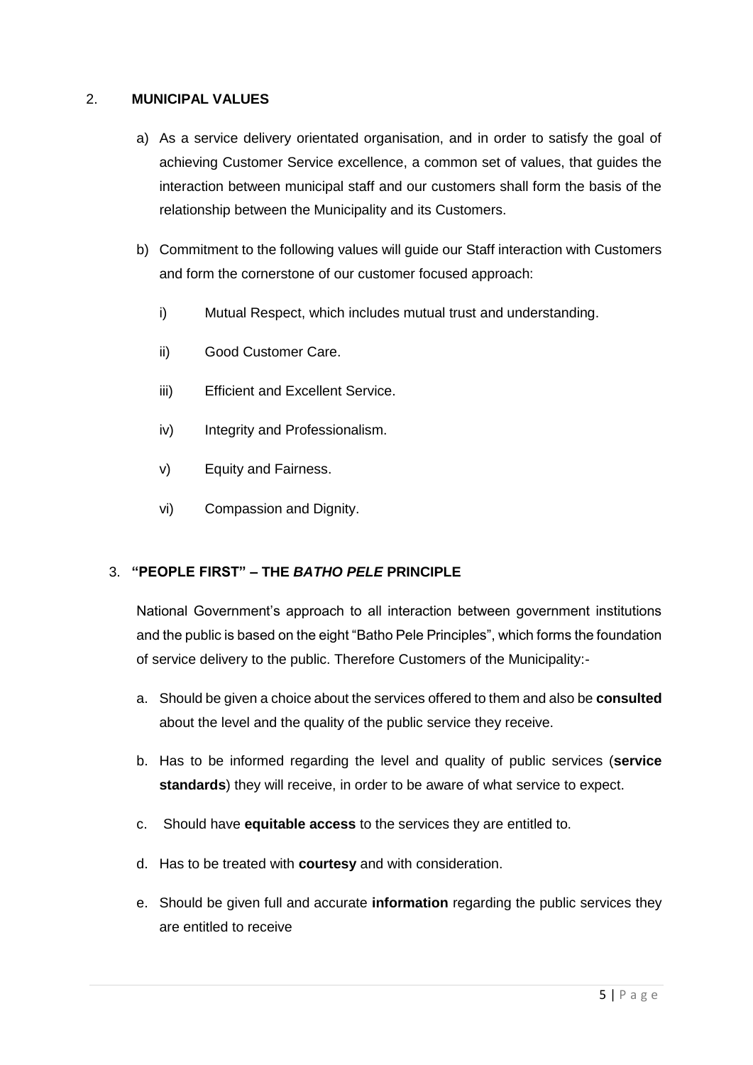## 2. MUNICIPAL VALUES

a) As a service delivery orientated organisation, and in order to satisfy the goal of achieving Customer Service excellence, a common set of values, that guides the interaction between municipal staff and our customers shall form the basis of the relationship between the Municipality and its Customers.

b) Commitment to the following values will guide our Staff interaction with Customers and form the cornerstone of our customer focused approach:

   i) Mutual Respect, which includes mutual trust and understanding.

   ii) Good Customer Care.

   iii) Efficient and Excellent Service.

   iv) Integrity and Professionalism.

   v) Equity and Fairness.

   vi) Compassion and Dignity.

## 3. "PEOPLE FIRST" – THE *BATHO PELE* PRINCIPLE

National Government's approach to all interaction between government institutions and the public is based on the eight "Batho Pele Principles", which forms the foundation of service delivery to the public. Therefore Customers of the Municipality:-

a. Should be given a choice about the services offered to them and also be **consulted** about the level and the quality of the public service they receive.

b. Has to be informed regarding the level and quality of public services (**service standards**) they will receive, in order to be aware of what service to expect.

c. Should have **equitable access** to the services they are entitled to.

d. Has to be treated with **courtesy** and with consideration.

e. Should be given full and accurate **information** regarding the public services they are entitled to receive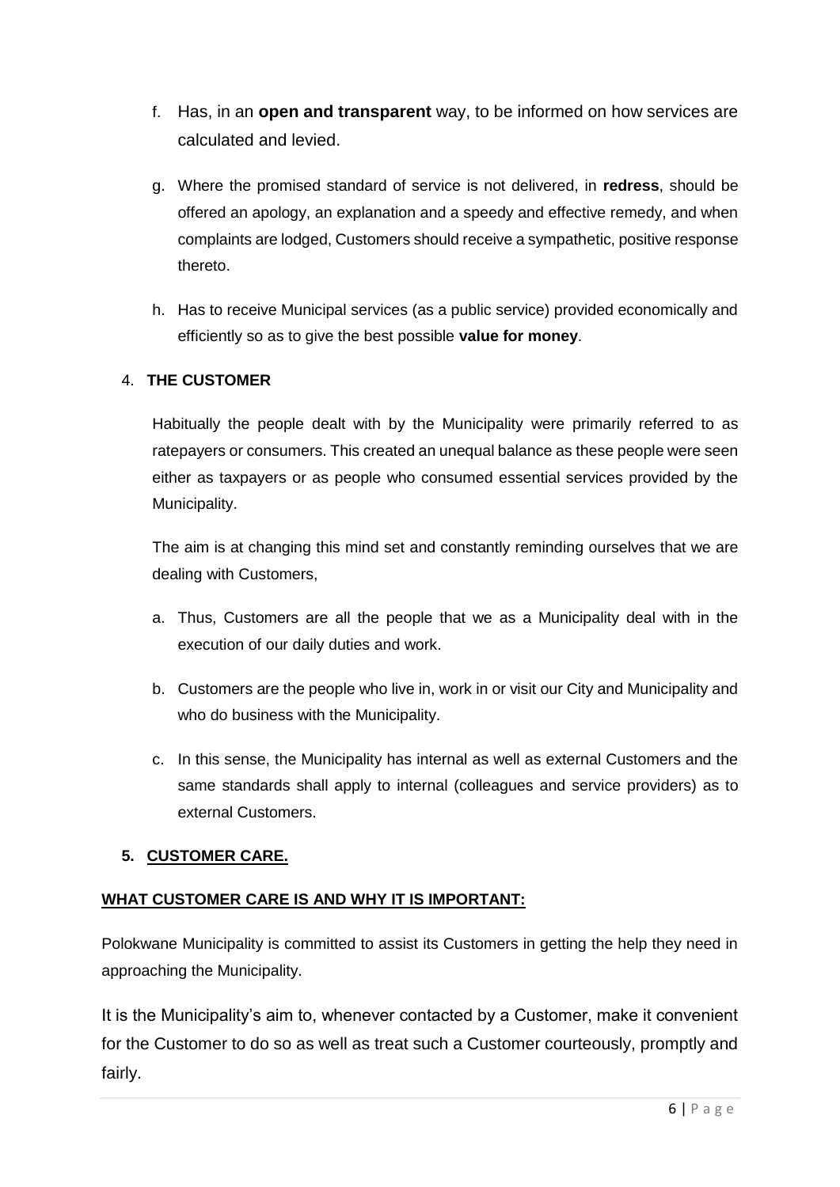f. Has, in an **open and transparent** way, to be informed on how services are calculated and levied.

g. Where the promised standard of service is not delivered, in **redress**, should be offered an apology, an explanation and a speedy and effective remedy, and when complaints are lodged, Customers should receive a sympathetic, positive response thereto.

h. Has to receive Municipal services (as a public service) provided economically and efficiently so as to give the best possible **value for money**.

## 4. THE CUSTOMER

Habitually the people dealt with by the Municipality were primarily referred to as ratepayers or consumers. This created an unequal balance as these people were seen either as taxpayers or as people who consumed essential services provided by the Municipality.

The aim is at changing this mind set and constantly reminding ourselves that we are dealing with Customers,

a. Thus, Customers are all the people that we as a Municipality deal with in the execution of our daily duties and work.

b. Customers are the people who live in, work in or visit our City and Municipality and who do business with the Municipality.

c. In this sense, the Municipality has internal as well as external Customers and the same standards shall apply to internal (colleagues and service providers) as to external Customers.

## 5. CUSTOMER CARE.

### WHAT CUSTOMER CARE IS AND WHY IT IS IMPORTANT:

Polokwane Municipality is committed to assist its Customers in getting the help they need in approaching the Municipality.

It is the Municipality's aim to, whenever contacted by a Customer, make it convenient for the Customer to do so as well as treat such a Customer courteously, promptly and fairly.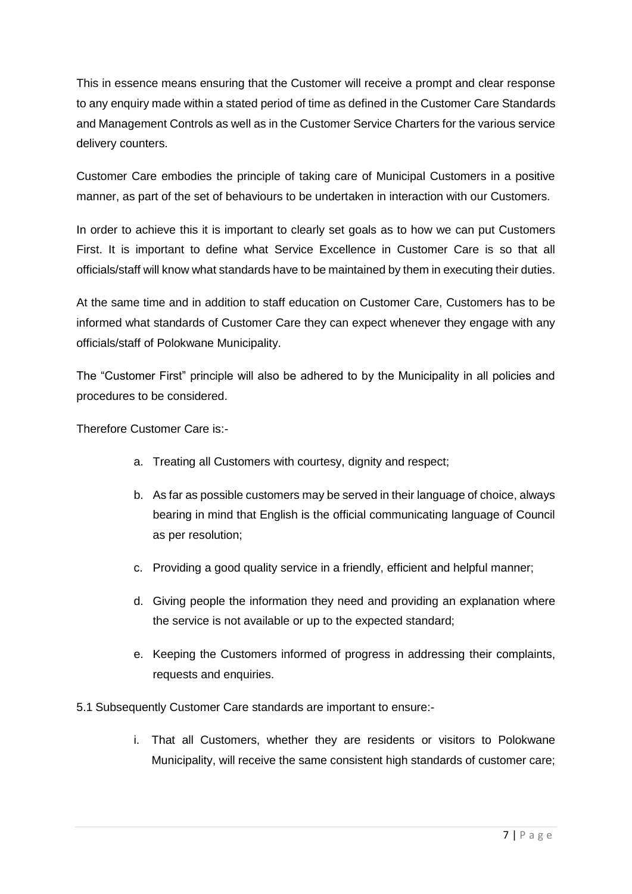This in essence means ensuring that the Customer will receive a prompt and clear response to any enquiry made within a stated period of time as defined in the Customer Care Standards and Management Controls as well as in the Customer Service Charters for the various service delivery counters.

Customer Care embodies the principle of taking care of Municipal Customers in a positive manner, as part of the set of behaviours to be undertaken in interaction with our Customers.

In order to achieve this it is important to clearly set goals as to how we can put Customers First. It is important to define what Service Excellence in Customer Care is so that all officials/staff will know what standards have to be maintained by them in executing their duties.

At the same time and in addition to staff education on Customer Care, Customers has to be informed what standards of Customer Care they can expect whenever they engage with any officials/staff of Polokwane Municipality.

The "Customer First" principle will also be adhered to by the Municipality in all policies and procedures to be considered.

Therefore Customer Care is:-

a. Treating all Customers with courtesy, dignity and respect;

b. As far as possible customers may be served in their language of choice, always bearing in mind that English is the official communicating language of Council as per resolution;

c. Providing a good quality service in a friendly, efficient and helpful manner;

d. Giving people the information they need and providing an explanation where the service is not available or up to the expected standard;

e. Keeping the Customers informed of progress in addressing their complaints, requests and enquiries.

5.1 Subsequently Customer Care standards are important to ensure:-

i. That all Customers, whether they are residents or visitors to Polokwane Municipality, will receive the same consistent high standards of customer care;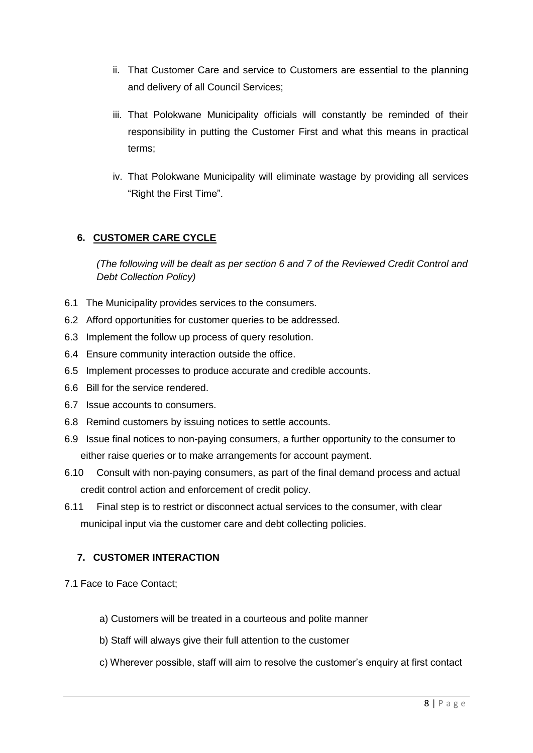ii. That Customer Care and service to Customers are essential to the planning and delivery of all Council Services;

iii. That Polokwane Municipality officials will constantly be reminded of their responsibility in putting the Customer First and what this means in practical terms;

iv. That Polokwane Municipality will eliminate wastage by providing all services "Right the First Time".

## 6. CUSTOMER CARE CYCLE

*(The following will be dealt as per section 6 and 7 of the Reviewed Credit Control and Debt Collection Policy)*

6.1 The Municipality provides services to the consumers.

6.2 Afford opportunities for customer queries to be addressed.

6.3 Implement the follow up process of query resolution.

6.4 Ensure community interaction outside the office.

6.5 Implement processes to produce accurate and credible accounts.

6.6 Bill for the service rendered.

6.7 Issue accounts to consumers.

6.8 Remind customers by issuing notices to settle accounts.

6.9 Issue final notices to non-paying consumers, a further opportunity to the consumer to either raise queries or to make arrangements for account payment.

6.10 Consult with non-paying consumers, as part of the final demand process and actual credit control action and enforcement of credit policy.

6.11 Final step is to restrict or disconnect actual services to the consumer, with clear municipal input via the customer care and debt collecting policies.

## 7. CUSTOMER INTERACTION

7.1 Face to Face Contact;

a) Customers will be treated in a courteous and polite manner

b) Staff will always give their full attention to the customer

c) Wherever possible, staff will aim to resolve the customer's enquiry at first contact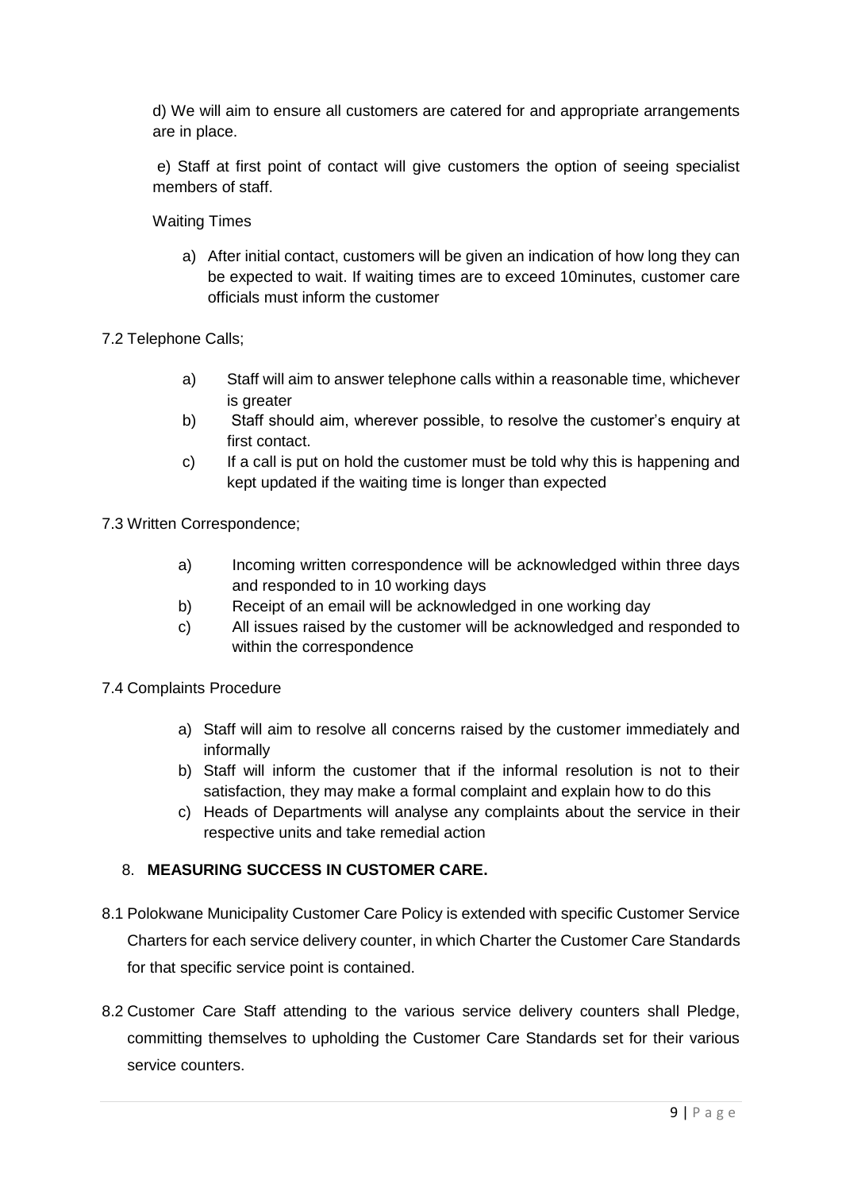d) We will aim to ensure all customers are catered for and appropriate arrangements are in place.

e) Staff at first point of contact will give customers the option of seeing specialist members of staff.

Waiting Times

a) After initial contact, customers will be given an indication of how long they can be expected to wait. If waiting times are to exceed 10minutes, customer care officials must inform the customer

7.2 Telephone Calls;

a) Staff will aim to answer telephone calls within a reasonable time, whichever is greater
b) Staff should aim, wherever possible, to resolve the customer's enquiry at first contact.
c) If a call is put on hold the customer must be told why this is happening and kept updated if the waiting time is longer than expected

7.3 Written Correspondence;

a) Incoming written correspondence will be acknowledged within three days and responded to in 10 working days
b) Receipt of an email will be acknowledged in one working day
c) All issues raised by the customer will be acknowledged and responded to within the correspondence

7.4 Complaints Procedure

a) Staff will aim to resolve all concerns raised by the customer immediately and informally
b) Staff will inform the customer that if the informal resolution is not to their satisfaction, they may make a formal complaint and explain how to do this
c) Heads of Departments will analyse any complaints about the service in their respective units and take remedial action

## 8. MEASURING SUCCESS IN CUSTOMER CARE.

8.1 Polokwane Municipality Customer Care Policy is extended with specific Customer Service Charters for each service delivery counter, in which Charter the Customer Care Standards for that specific service point is contained.

8.2 Customer Care Staff attending to the various service delivery counters shall Pledge, committing themselves to upholding the Customer Care Standards set for their various service counters.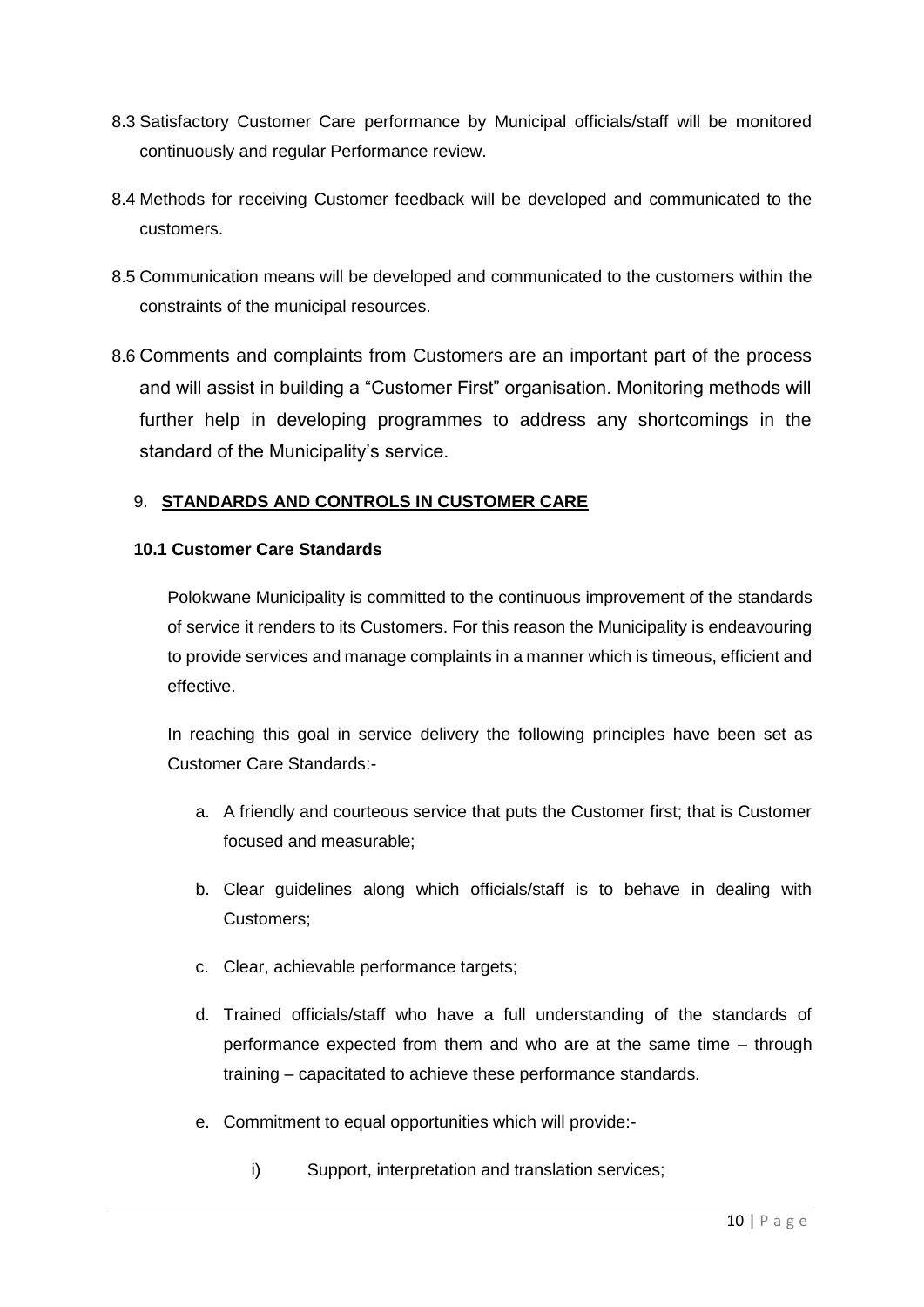8.3 Satisfactory Customer Care performance by Municipal officials/staff will be monitored continuously and regular Performance review.

8.4 Methods for receiving Customer feedback will be developed and communicated to the customers.

8.5 Communication means will be developed and communicated to the customers within the constraints of the municipal resources.

8.6 Comments and complaints from Customers are an important part of the process and will assist in building a "Customer First" organisation. Monitoring methods will further help in developing programmes to address any shortcomings in the standard of the Municipality's service.

## 9. <u>STANDARDS AND CONTROLS IN CUSTOMER CARE</u>

### 10.1 Customer Care Standards

Polokwane Municipality is committed to the continuous improvement of the standards of service it renders to its Customers. For this reason the Municipality is endeavouring to provide services and manage complaints in a manner which is timeous, efficient and effective.

In reaching this goal in service delivery the following principles have been set as Customer Care Standards:-

a. A friendly and courteous service that puts the Customer first; that is Customer focused and measurable;

b. Clear guidelines along which officials/staff is to behave in dealing with Customers;

c. Clear, achievable performance targets;

d. Trained officials/staff who have a full understanding of the standards of performance expected from them and who are at the same time – through training – capacitated to achieve these performance standards.

e. Commitment to equal opportunities which will provide:-

    i) Support, interpretation and translation services;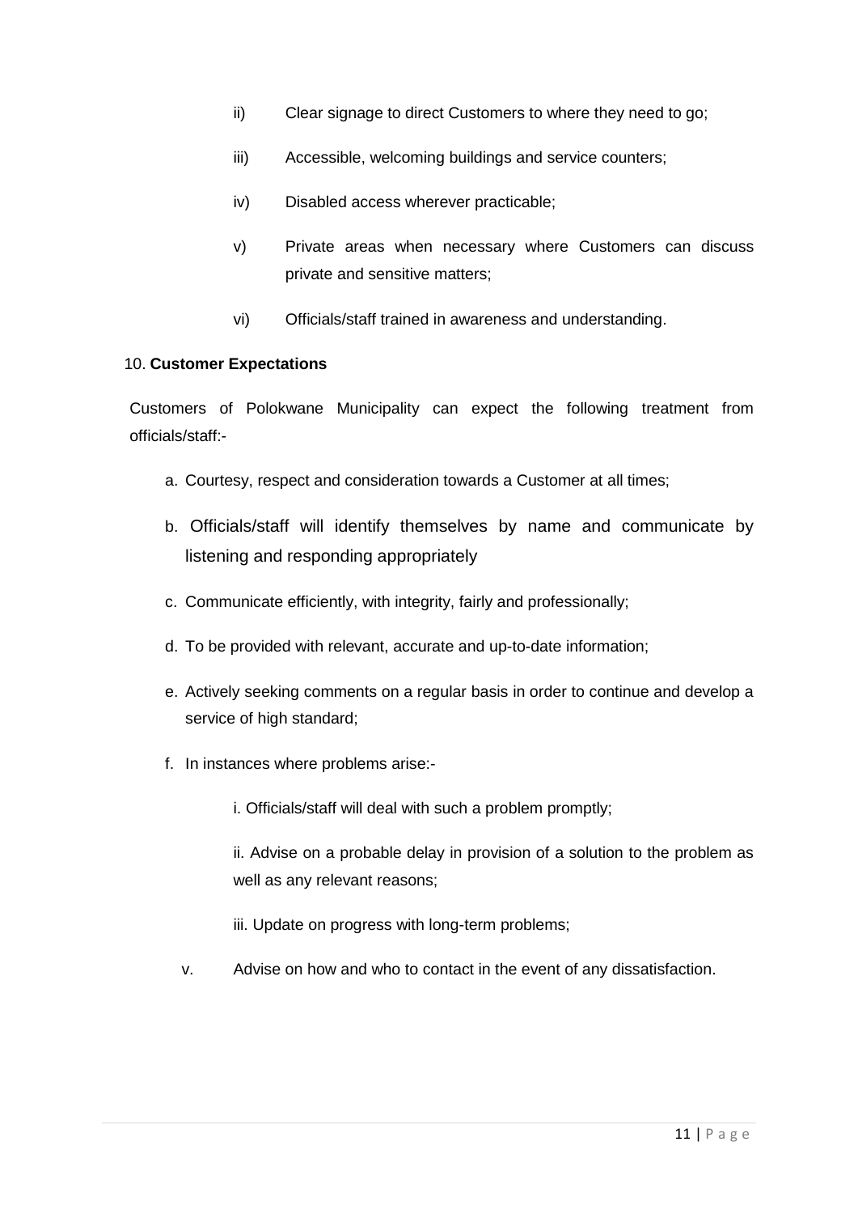ii) Clear signage to direct Customers to where they need to go;

iii) Accessible, welcoming buildings and service counters;

iv) Disabled access wherever practicable;

v) Private areas when necessary where Customers can discuss private and sensitive matters;

vi) Officials/staff trained in awareness and understanding.

10. **Customer Expectations**

Customers of Polokwane Municipality can expect the following treatment from officials/staff:-

a. Courtesy, respect and consideration towards a Customer at all times;

b. Officials/staff will identify themselves by name and communicate by listening and responding appropriately

c. Communicate efficiently, with integrity, fairly and professionally;

d. To be provided with relevant, accurate and up-to-date information;

e. Actively seeking comments on a regular basis in order to continue and develop a service of high standard;

f. In instances where problems arise:-

   i. Officials/staff will deal with such a problem promptly;

   ii. Advise on a probable delay in provision of a solution to the problem as well as any relevant reasons;

   iii. Update on progress with long-term problems;

v. Advise on how and who to contact in the event of any dissatisfaction.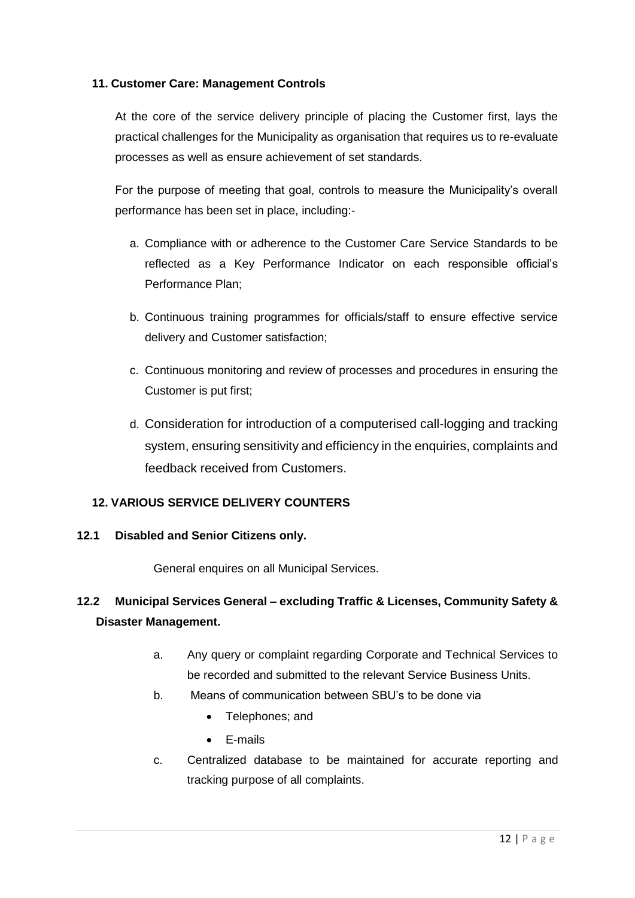## 11. Customer Care: Management Controls

At the core of the service delivery principle of placing the Customer first, lays the practical challenges for the Municipality as organisation that requires us to re-evaluate processes as well as ensure achievement of set standards.

For the purpose of meeting that goal, controls to measure the Municipality's overall performance has been set in place, including:-

a. Compliance with or adherence to the Customer Care Service Standards to be reflected as a Key Performance Indicator on each responsible official's Performance Plan;

b. Continuous training programmes for officials/staff to ensure effective service delivery and Customer satisfaction;

c. Continuous monitoring and review of processes and procedures in ensuring the Customer is put first;

d. Consideration for introduction of a computerised call-logging and tracking system, ensuring sensitivity and efficiency in the enquiries, complaints and feedback received from Customers.

## 12. VARIOUS SERVICE DELIVERY COUNTERS

### 12.1 Disabled and Senior Citizens only.

General enquires on all Municipal Services.

### 12.2 Municipal Services General – excluding Traffic & Licenses, Community Safety & Disaster Management.

a. Any query or complaint regarding Corporate and Technical Services to be recorded and submitted to the relevant Service Business Units.

b. Means of communication between SBU's to be done via
   - Telephones; and
   - E-mails

c. Centralized database to be maintained for accurate reporting and tracking purpose of all complaints.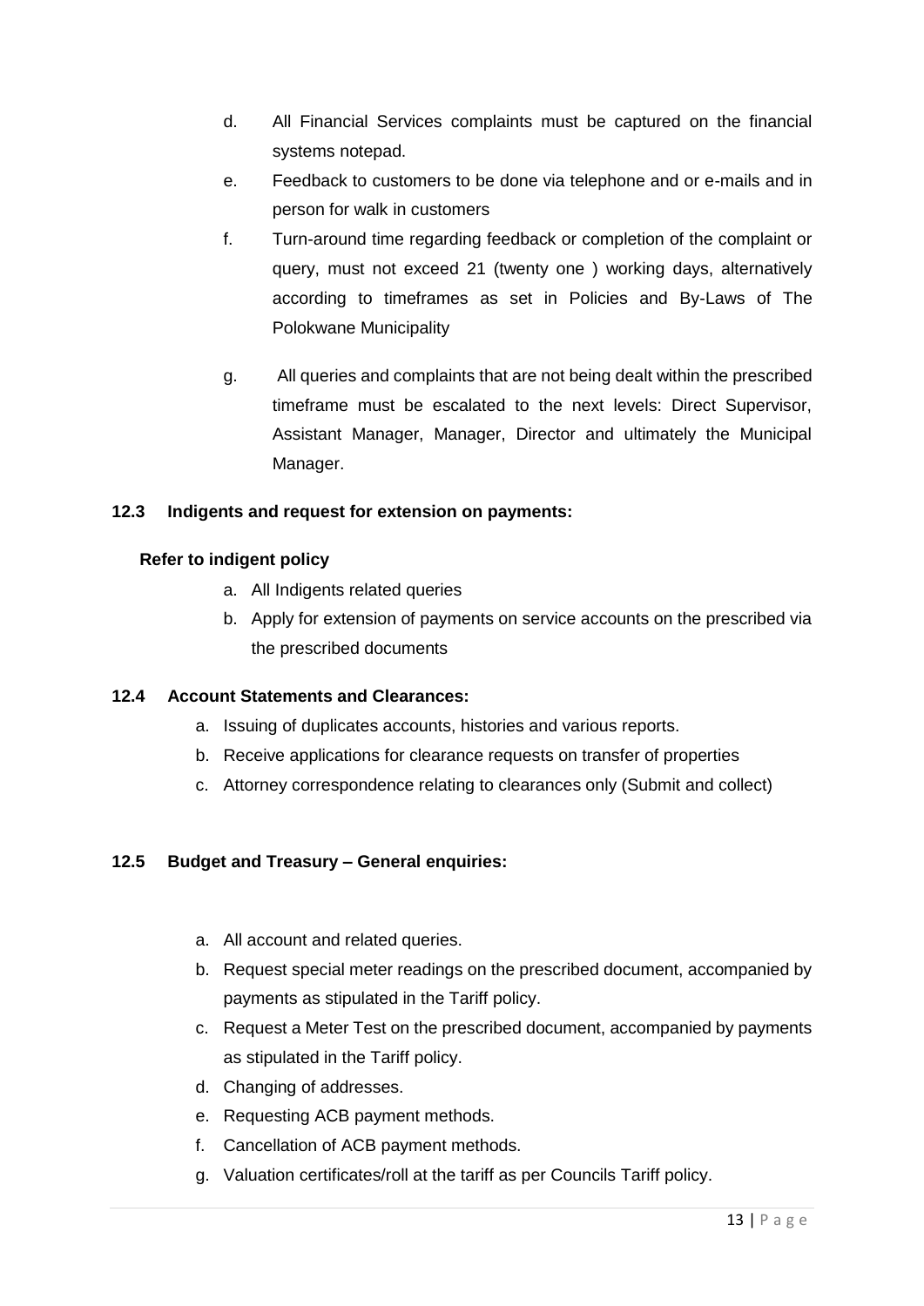d. All Financial Services complaints must be captured on the financial systems notepad.

e. Feedback to customers to be done via telephone and or e-mails and in person for walk in customers

f. Turn-around time regarding feedback or completion of the complaint or query, must not exceed 21 (twenty one ) working days, alternatively according to timeframes as set in Policies and By-Laws of The Polokwane Municipality

g. All queries and complaints that are not being dealt within the prescribed timeframe must be escalated to the next levels: Direct Supervisor, Assistant Manager, Manager, Director and ultimately the Municipal Manager.

### 12.3 Indigents and request for extension on payments:

**Refer to indigent policy**

a. All Indigents related queries
b. Apply for extension of payments on service accounts on the prescribed via the prescribed documents

### 12.4 Account Statements and Clearances:

a. Issuing of duplicates accounts, histories and various reports.
b. Receive applications for clearance requests on transfer of properties
c. Attorney correspondence relating to clearances only (Submit and collect)

### 12.5 Budget and Treasury – General enquiries:

a. All account and related queries.
b. Request special meter readings on the prescribed document, accompanied by payments as stipulated in the Tariff policy.
c. Request a Meter Test on the prescribed document, accompanied by payments as stipulated in the Tariff policy.
d. Changing of addresses.
e. Requesting ACB payment methods.
f. Cancellation of ACB payment methods.
g. Valuation certificates/roll at the tariff as per Councils Tariff policy.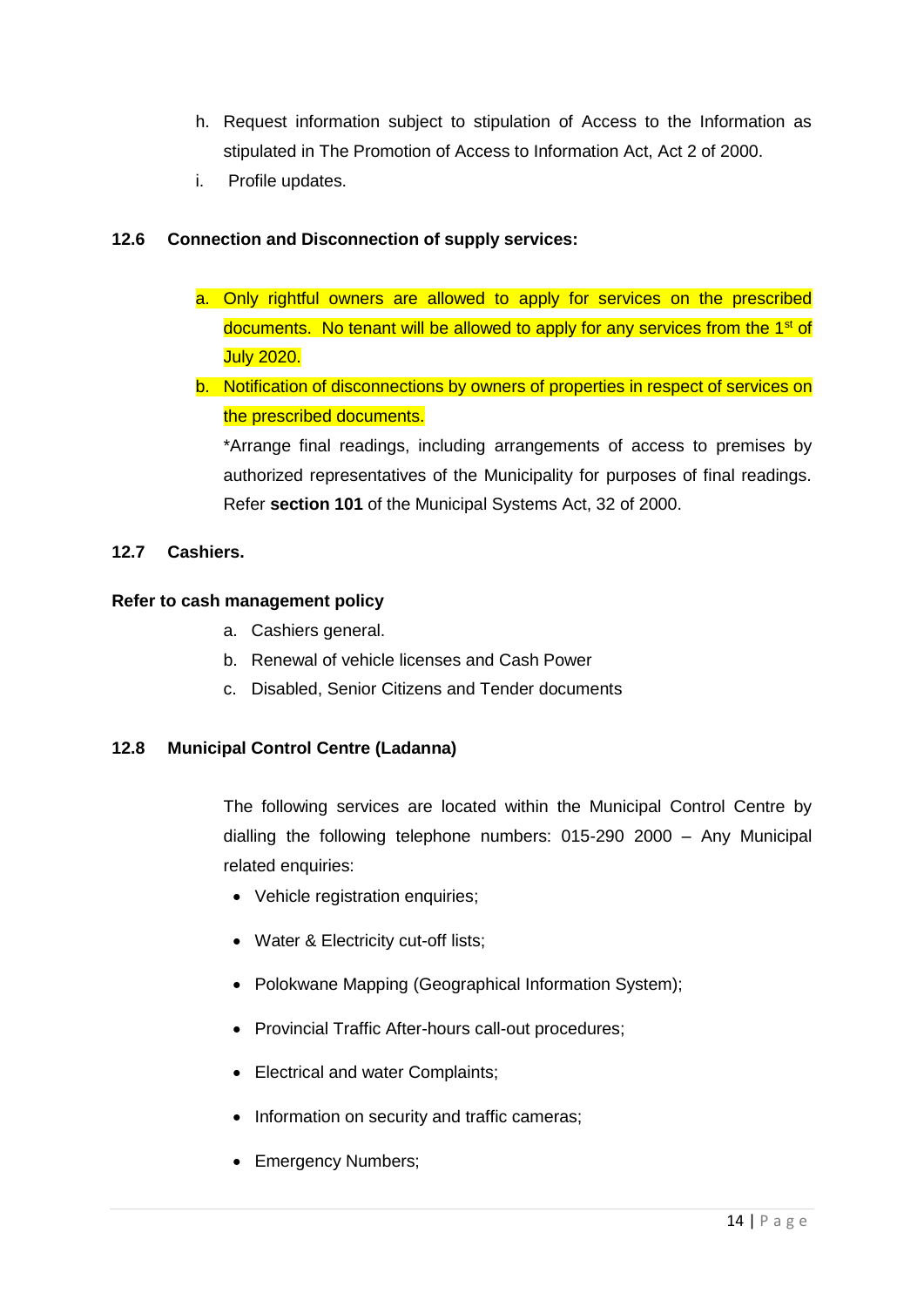h. Request information subject to stipulation of Access to the Information as stipulated in The Promotion of Access to Information Act, Act 2 of 2000.

i. Profile updates.

### 12.6 Connection and Disconnection of supply services:

a. Only rightful owners are allowed to apply for services on the prescribed documents. No tenant will be allowed to apply for any services from the 1st of July 2020.

b. Notification of disconnections by owners of properties in respect of services on the prescribed documents.

   *Arrange final readings, including arrangements of access to premises by authorized representatives of the Municipality for purposes of final readings. Refer **section 101** of the Municipal Systems Act, 32 of 2000.

### 12.7 Cashiers.

**Refer to cash management policy**

a. Cashiers general.
b. Renewal of vehicle licenses and Cash Power
c. Disabled, Senior Citizens and Tender documents

### 12.8 Municipal Control Centre (Ladanna)

The following services are located within the Municipal Control Centre by dialling the following telephone numbers: 015-290 2000 – Any Municipal related enquiries:

- Vehicle registration enquiries;
- Water & Electricity cut-off lists;
- Polokwane Mapping (Geographical Information System);
- Provincial Traffic After-hours call-out procedures;
- Electrical and water Complaints;
- Information on security and traffic cameras;
- Emergency Numbers;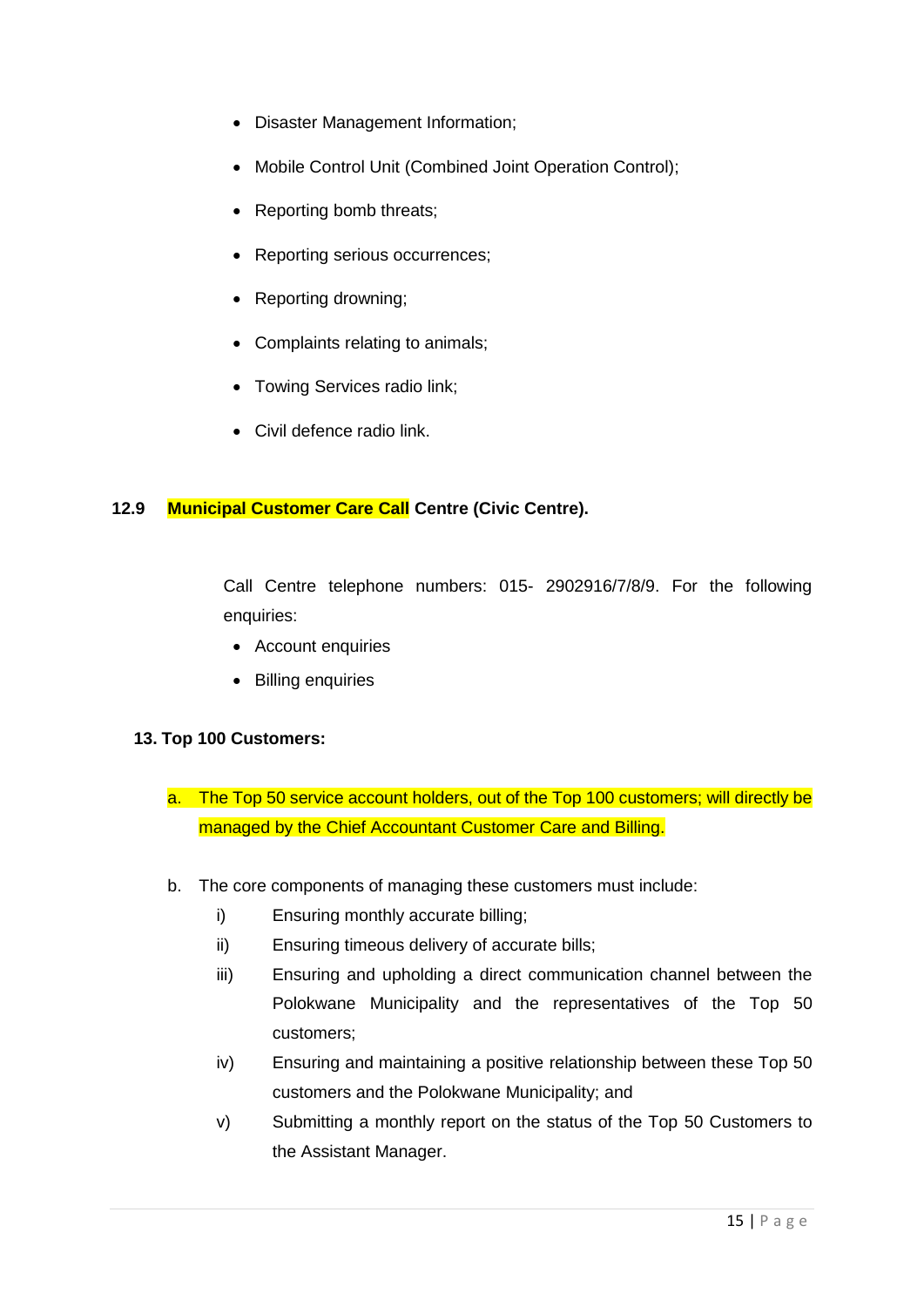- Disaster Management Information;
- Mobile Control Unit (Combined Joint Operation Control);
- Reporting bomb threats;
- Reporting serious occurrences;
- Reporting drowning;
- Complaints relating to animals;
- Towing Services radio link;
- Civil defence radio link.

**12.9 Municipal Customer Care Call Centre (Civic Centre).**

Call Centre telephone numbers: 015- 2902916/7/8/9. For the following enquiries:

- Account enquiries
- Billing enquiries

**13. Top 100 Customers:**

a. The Top 50 service account holders, out of the Top 100 customers; will directly be managed by the Chief Accountant Customer Care and Billing.

b. The core components of managing these customers must include:

   i) Ensuring monthly accurate billing;

   ii) Ensuring timeous delivery of accurate bills;

   iii) Ensuring and upholding a direct communication channel between the Polokwane Municipality and the representatives of the Top 50 customers;

   iv) Ensuring and maintaining a positive relationship between these Top 50 customers and the Polokwane Municipality; and

   v) Submitting a monthly report on the status of the Top 50 Customers to the Assistant Manager.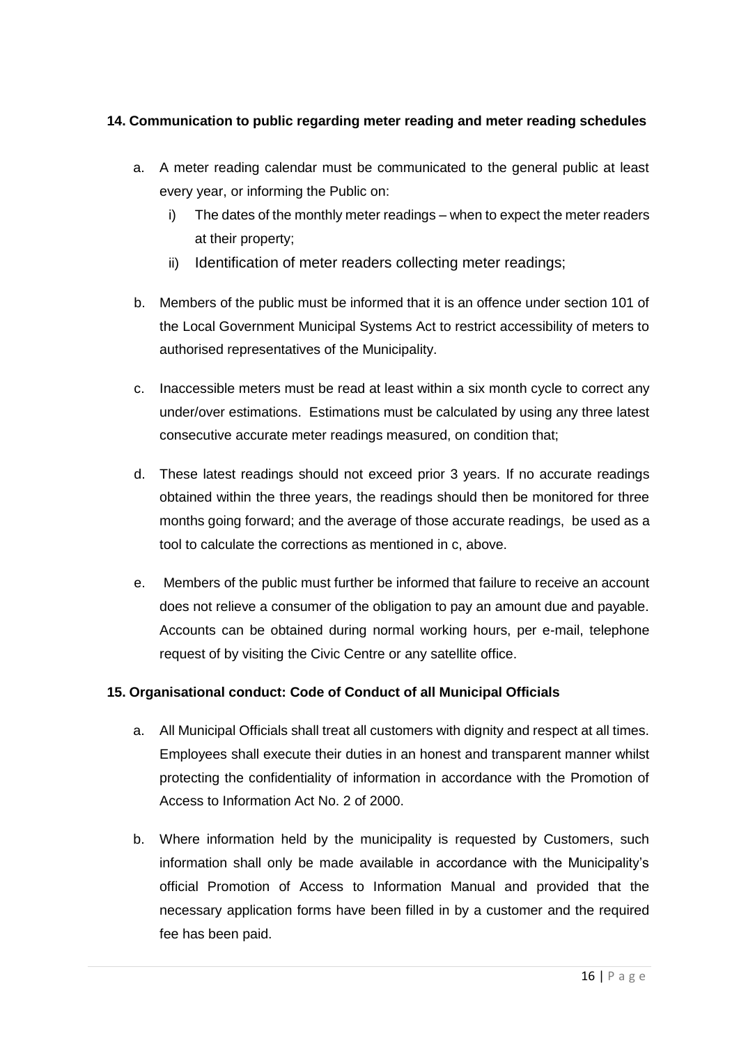**14. Communication to public regarding meter reading and meter reading schedules**

a. A meter reading calendar must be communicated to the general public at least every year, or informing the Public on:

   i) The dates of the monthly meter readings – when to expect the meter readers at their property;

   ii) Identification of meter readers collecting meter readings;

b. Members of the public must be informed that it is an offence under section 101 of the Local Government Municipal Systems Act to restrict accessibility of meters to authorised representatives of the Municipality.

c. Inaccessible meters must be read at least within a six month cycle to correct any under/over estimations. Estimations must be calculated by using any three latest consecutive accurate meter readings measured, on condition that;

d. These latest readings should not exceed prior 3 years. If no accurate readings obtained within the three years, the readings should then be monitored for three months going forward; and the average of those accurate readings, be used as a tool to calculate the corrections as mentioned in c, above.

e. Members of the public must further be informed that failure to receive an account does not relieve a consumer of the obligation to pay an amount due and payable. Accounts can be obtained during normal working hours, per e-mail, telephone request of by visiting the Civic Centre or any satellite office.

**15. Organisational conduct: Code of Conduct of all Municipal Officials**

a. All Municipal Officials shall treat all customers with dignity and respect at all times. Employees shall execute their duties in an honest and transparent manner whilst protecting the confidentiality of information in accordance with the Promotion of Access to Information Act No. 2 of 2000.

b. Where information held by the municipality is requested by Customers, such information shall only be made available in accordance with the Municipality's official Promotion of Access to Information Manual and provided that the necessary application forms have been filled in by a customer and the required fee has been paid.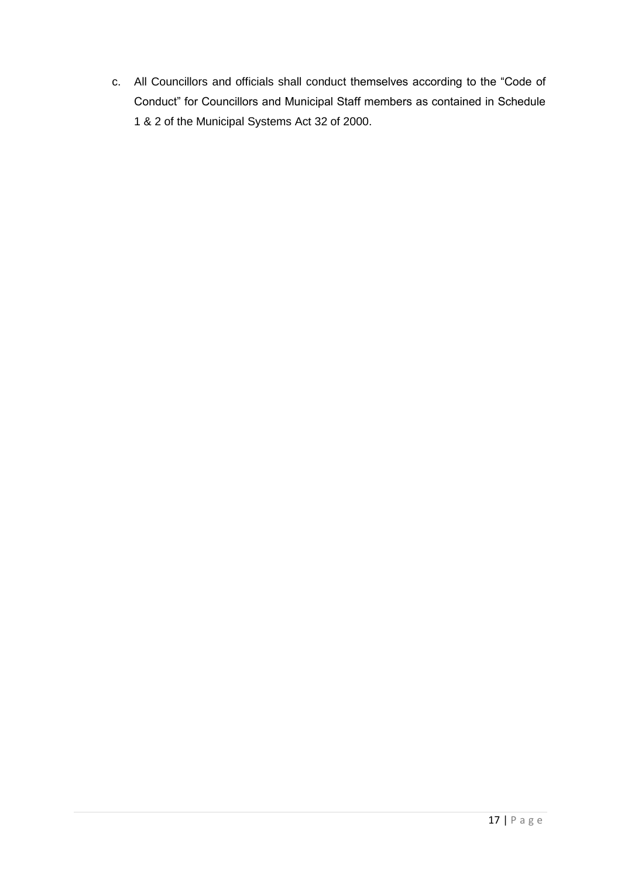c. All Councillors and officials shall conduct themselves according to the “Code of Conduct” for Councillors and Municipal Staff members as contained in Schedule 1 & 2 of the Municipal Systems Act 32 of 2000.